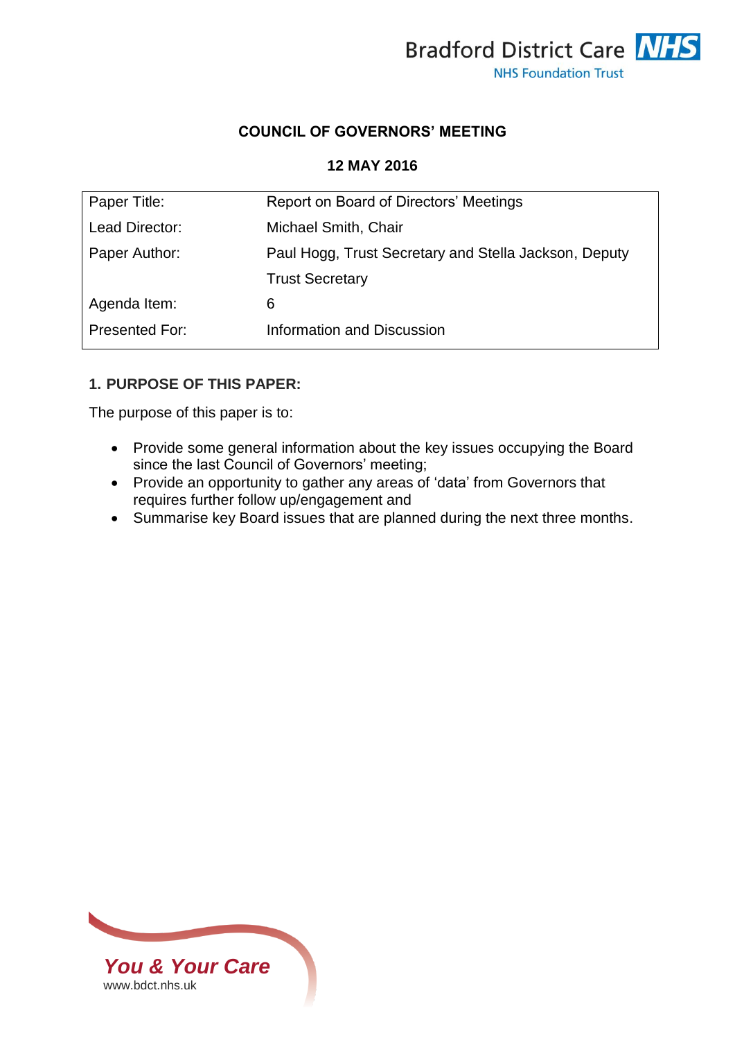Bradford District Care NHS Foundation Trust

**COUNCIL OF GOVERNORS' MEETING**

**12 MAY 2016**

| Paper Title: | Report on Board of Directors' Meetings |
|---|---|
| Lead Director: | Michael Smith, Chair |
| Paper Author: | Paul Hogg, Trust Secretary and Stella Jackson, Deputy Trust Secretary |
| Agenda Item: | 6 |
| Presented For: | Information and Discussion |

## 1. PURPOSE OF THIS PAPER:

The purpose of this paper is to:

- Provide some general information about the key issues occupying the Board since the last Council of Governors' meeting;
- Provide an opportunity to gather any areas of 'data' from Governors that requires further follow up/engagement and
- Summarise key Board issues that are planned during the next three months.

*You & Your Care*
www.bdct.nhs.uk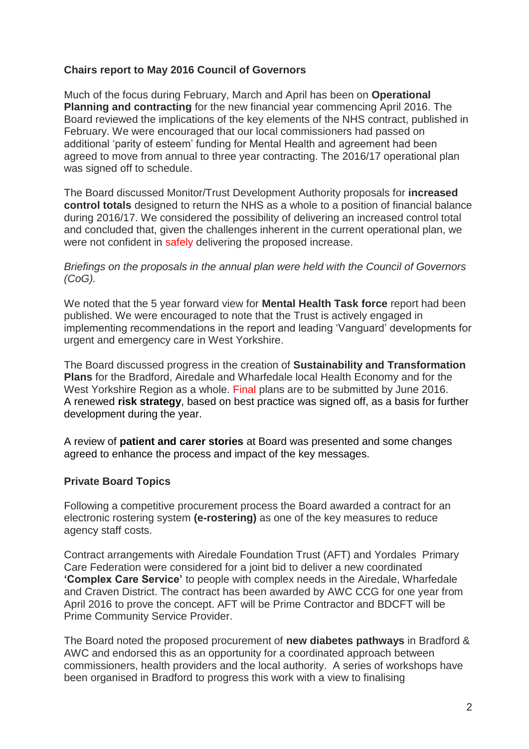**Chairs report to May 2016 Council of Governors**

Much of the focus during February, March and April has been on **Operational Planning and contracting** for the new financial year commencing April 2016. The Board reviewed the implications of the key elements of the NHS contract, published in February. We were encouraged that our local commissioners had passed on additional 'parity of esteem' funding for Mental Health and agreement had been agreed to move from annual to three year contracting. The 2016/17 operational plan was signed off to schedule.

The Board discussed Monitor/Trust Development Authority proposals for **increased control totals** designed to return the NHS as a whole to a position of financial balance during 2016/17. We considered the possibility of delivering an increased control total and concluded that, given the challenges inherent in the current operational plan, we were not confident in safely delivering the proposed increase.

*Briefings on the proposals in the annual plan were held with the Council of Governors (CoG).*

We noted that the 5 year forward view for **Mental Health Task force** report had been published. We were encouraged to note that the Trust is actively engaged in implementing recommendations in the report and leading 'Vanguard' developments for urgent and emergency care in West Yorkshire.

The Board discussed progress in the creation of **Sustainability and Transformation Plans** for the Bradford, Airedale and Wharfedale local Health Economy and for the West Yorkshire Region as a whole. Final plans are to be submitted by June 2016.
A renewed **risk strategy**, based on best practice was signed off, as a basis for further development during the year.

A review of **patient and carer stories** at Board was presented and some changes agreed to enhance the process and impact of the key messages.

**Private Board Topics**

Following a competitive procurement process the Board awarded a contract for an electronic rostering system **(e-rostering)** as one of the key measures to reduce agency staff costs.

Contract arrangements with Airedale Foundation Trust (AFT) and Yordales Primary Care Federation were considered for a joint bid to deliver a new coordinated **'Complex Care Service'** to people with complex needs in the Airedale, Wharfedale and Craven District. The contract has been awarded by AWC CCG for one year from April 2016 to prove the concept. AFT will be Prime Contractor and BDCFT will be Prime Community Service Provider.

The Board noted the proposed procurement of **new diabetes pathways** in Bradford & AWC and endorsed this as an opportunity for a coordinated approach between commissioners, health providers and the local authority. A series of workshops have been organised in Bradford to progress this work with a view to finalising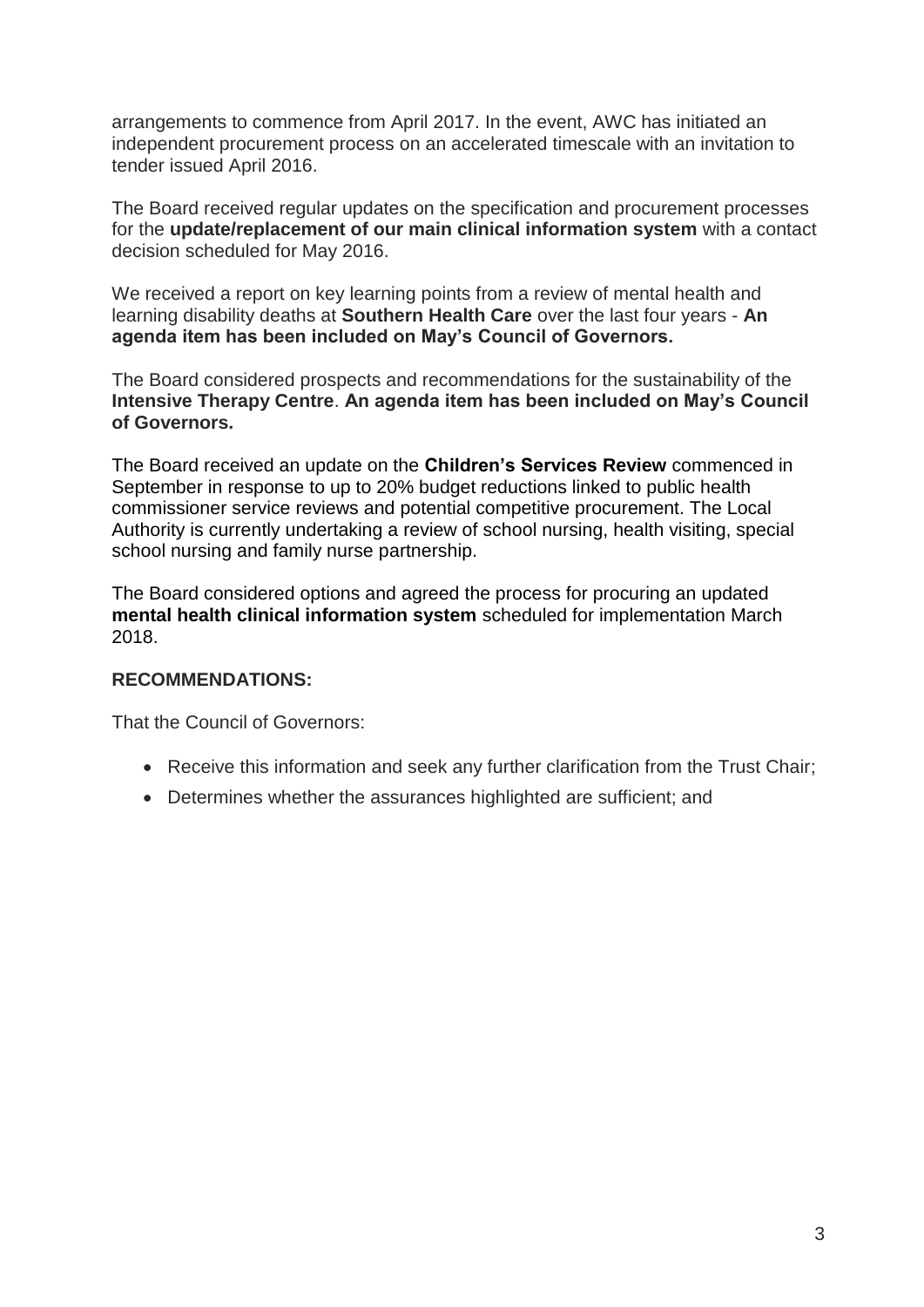arrangements to commence from April 2017. In the event, AWC has initiated an independent procurement process on an accelerated timescale with an invitation to tender issued April 2016.

The Board received regular updates on the specification and procurement processes for the **update/replacement of our main clinical information system** with a contact decision scheduled for May 2016.

We received a report on key learning points from a review of mental health and learning disability deaths at **Southern Health Care** over the last four years - **An agenda item has been included on May's Council of Governors.**

The Board considered prospects and recommendations for the sustainability of the **Intensive Therapy Centre**. **An agenda item has been included on May's Council of Governors.**

The Board received an update on the **Children's Services Review** commenced in September in response to up to 20% budget reductions linked to public health commissioner service reviews and potential competitive procurement. The Local Authority is currently undertaking a review of school nursing, health visiting, special school nursing and family nurse partnership.

The Board considered options and agreed the process for procuring an updated **mental health clinical information system** scheduled for implementation March 2018.

**RECOMMENDATIONS:**

That the Council of Governors:

- Receive this information and seek any further clarification from the Trust Chair;
- Determines whether the assurances highlighted are sufficient; and